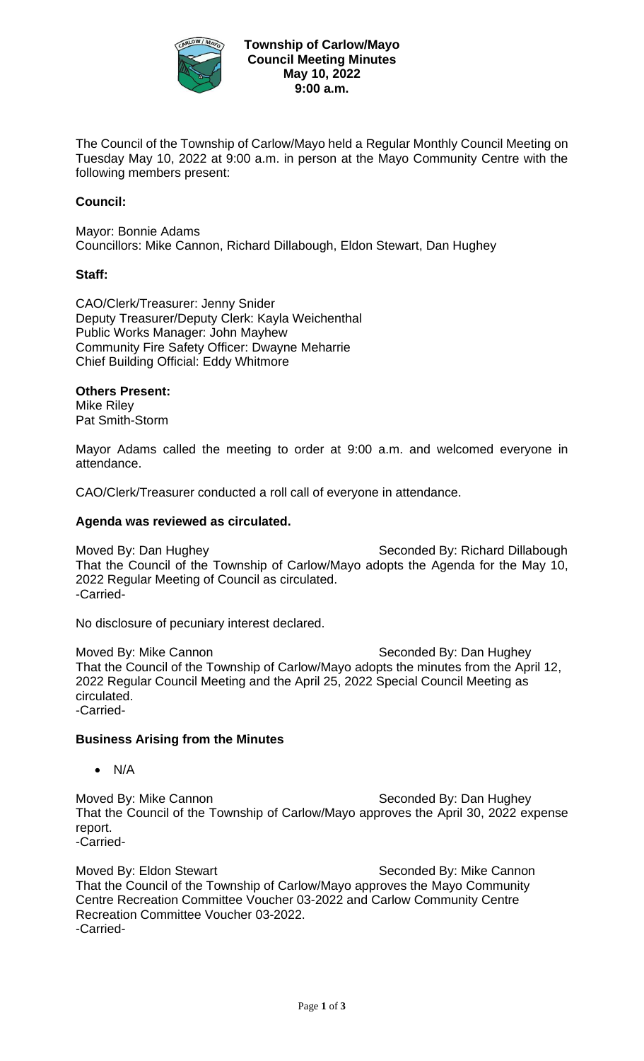**Township of Carlow/Mayo**
**Council Meeting Minutes**
**May 10, 2022**
**9:00 a.m.**

The Council of the Township of Carlow/Mayo held a Regular Monthly Council Meeting on Tuesday May 10, 2022 at 9:00 a.m. in person at the Mayo Community Centre with the following members present:

**Council:**

Mayor: Bonnie Adams
Councillors: Mike Cannon, Richard Dillabough, Eldon Stewart, Dan Hughey

**Staff:**

CAO/Clerk/Treasurer: Jenny Snider
Deputy Treasurer/Deputy Clerk: Kayla Weichenthal
Public Works Manager: John Mayhew
Community Fire Safety Officer: Dwayne Meharrie
Chief Building Official: Eddy Whitmore

**Others Present:**
Mike Riley
Pat Smith-Storm

Mayor Adams called the meeting to order at 9:00 a.m. and welcomed everyone in attendance.

CAO/Clerk/Treasurer conducted a roll call of everyone in attendance.

**Agenda was reviewed as circulated.**

Moved By: Dan Hughey Seconded By: Richard Dillabough
That the Council of the Township of Carlow/Mayo adopts the Agenda for the May 10, 2022 Regular Meeting of Council as circulated.
-Carried-

No disclosure of pecuniary interest declared.

Moved By: Mike Cannon Seconded By: Dan Hughey
That the Council of the Township of Carlow/Mayo adopts the minutes from the April 12, 2022 Regular Council Meeting and the April 25, 2022 Special Council Meeting as circulated.
-Carried-

**Business Arising from the Minutes**

- N/A

Moved By: Mike Cannon Seconded By: Dan Hughey
That the Council of the Township of Carlow/Mayo approves the April 30, 2022 expense report.
-Carried-

Moved By: Eldon Stewart Seconded By: Mike Cannon
That the Council of the Township of Carlow/Mayo approves the Mayo Community Centre Recreation Committee Voucher 03-2022 and Carlow Community Centre Recreation Committee Voucher 03-2022.
-Carried-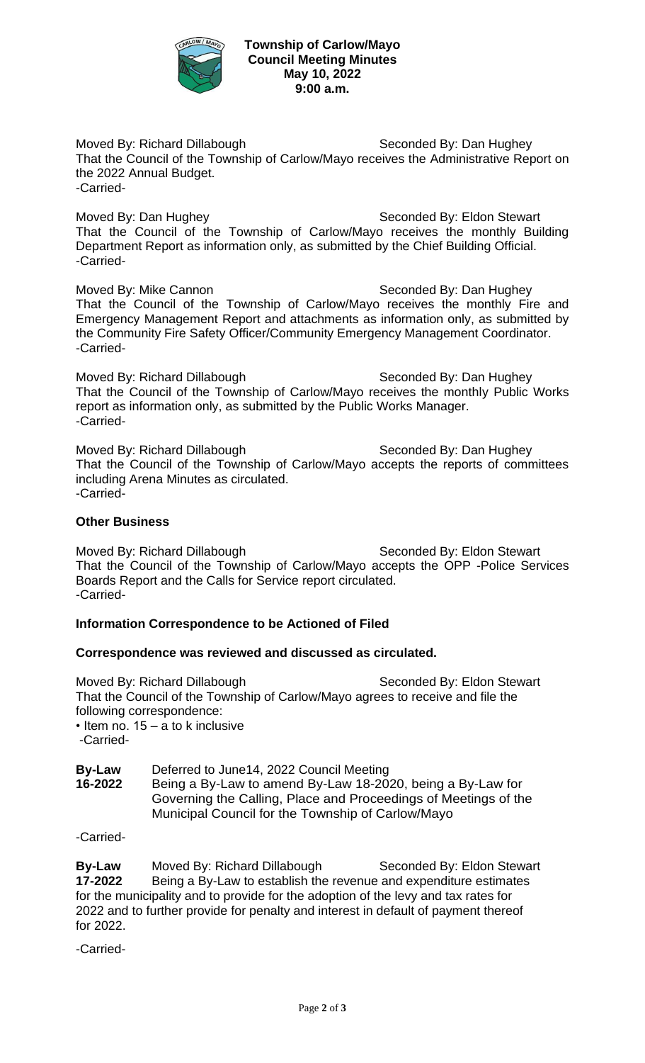**Township of Carlow/Mayo**
**Council Meeting Minutes**
**May 10, 2022**
**9:00 a.m.**

Moved By: Richard Dillabough Seconded By: Dan Hughey
That the Council of the Township of Carlow/Mayo receives the Administrative Report on the 2022 Annual Budget.
-Carried-

Moved By: Dan Hughey Seconded By: Eldon Stewart
That the Council of the Township of Carlow/Mayo receives the monthly Building Department Report as information only, as submitted by the Chief Building Official.
-Carried-

Moved By: Mike Cannon Seconded By: Dan Hughey
That the Council of the Township of Carlow/Mayo receives the monthly Fire and Emergency Management Report and attachments as information only, as submitted by the Community Fire Safety Officer/Community Emergency Management Coordinator.
-Carried-

Moved By: Richard Dillabough Seconded By: Dan Hughey
That the Council of the Township of Carlow/Mayo receives the monthly Public Works report as information only, as submitted by the Public Works Manager.
-Carried-

Moved By: Richard Dillabough Seconded By: Dan Hughey
That the Council of the Township of Carlow/Mayo accepts the reports of committees including Arena Minutes as circulated.
-Carried-

**Other Business**

Moved By: Richard Dillabough Seconded By: Eldon Stewart
That the Council of the Township of Carlow/Mayo accepts the OPP -Police Services Boards Report and the Calls for Service report circulated.
-Carried-

**Information Correspondence to be Actioned of Filed**

**Correspondence was reviewed and discussed as circulated.**

Moved By: Richard Dillabough Seconded By: Eldon Stewart
That the Council of the Township of Carlow/Mayo agrees to receive and file the following correspondence:
• Item no. 15 – a to k inclusive
-Carried-

**By-Law 16-2022** Deferred to June14, 2022 Council Meeting
Being a By-Law to amend By-Law 18-2020, being a By-Law for Governing the Calling, Place and Proceedings of Meetings of the Municipal Council for the Township of Carlow/Mayo

-Carried-

**By-Law 17-2022** Moved By: Richard Dillabough Seconded By: Eldon Stewart
Being a By-Law to establish the revenue and expenditure estimates for the municipality and to provide for the adoption of the levy and tax rates for 2022 and to further provide for penalty and interest in default of payment thereof for 2022.

-Carried-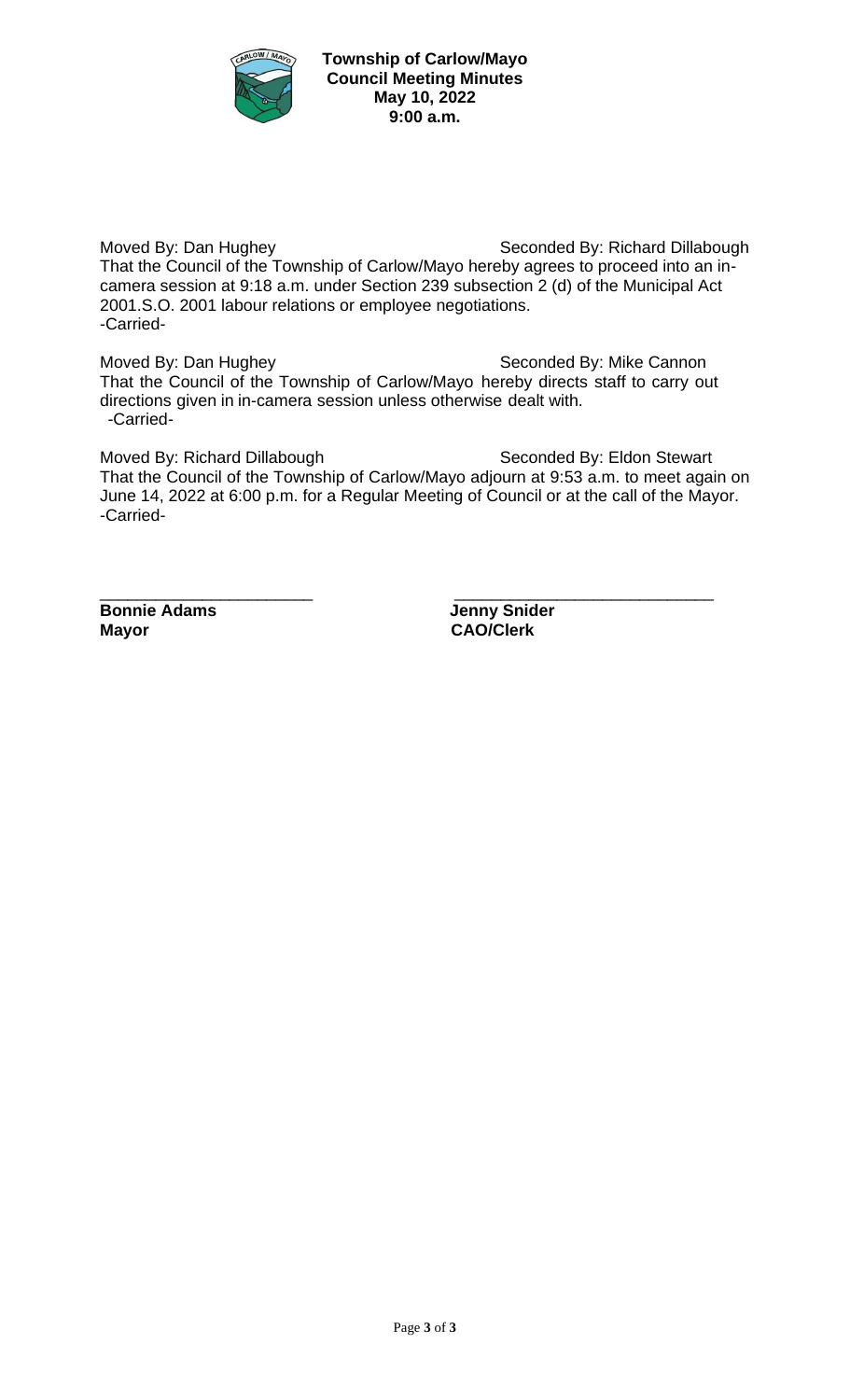Moved By: Dan Hughey Seconded By: Richard Dillabough

That the Council of the Township of Carlow/Mayo hereby agrees to proceed into an in-camera session at 9:18 a.m. under Section 239 subsection 2 (d) of the Municipal Act 2001.S.O. 2001 labour relations or employee negotiations.

-Carried-

Moved By: Dan Hughey Seconded By: Mike Cannon

That the Council of the Township of Carlow/Mayo hereby directs staff to carry out directions given in in-camera session unless otherwise dealt with.

-Carried-

Moved By: Richard Dillabough Seconded By: Eldon Stewart

That the Council of the Township of Carlow/Mayo adjourn at 9:53 a.m. to meet again on June 14, 2022 at 6:00 p.m. for a Regular Meeting of Council or at the call of the Mayor.

-Carried-

\_\_\_\_\_\_\_\_\_\_\_\_\_\_\_\_\_\_\_\_\_\_\_\_

**Bonnie Adams**
**Mayor**

\_\_\_\_\_\_\_\_\_\_\_\_\_\_\_\_\_\_\_\_\_\_\_\_

**Jenny Snider**
**CAO/Clerk**